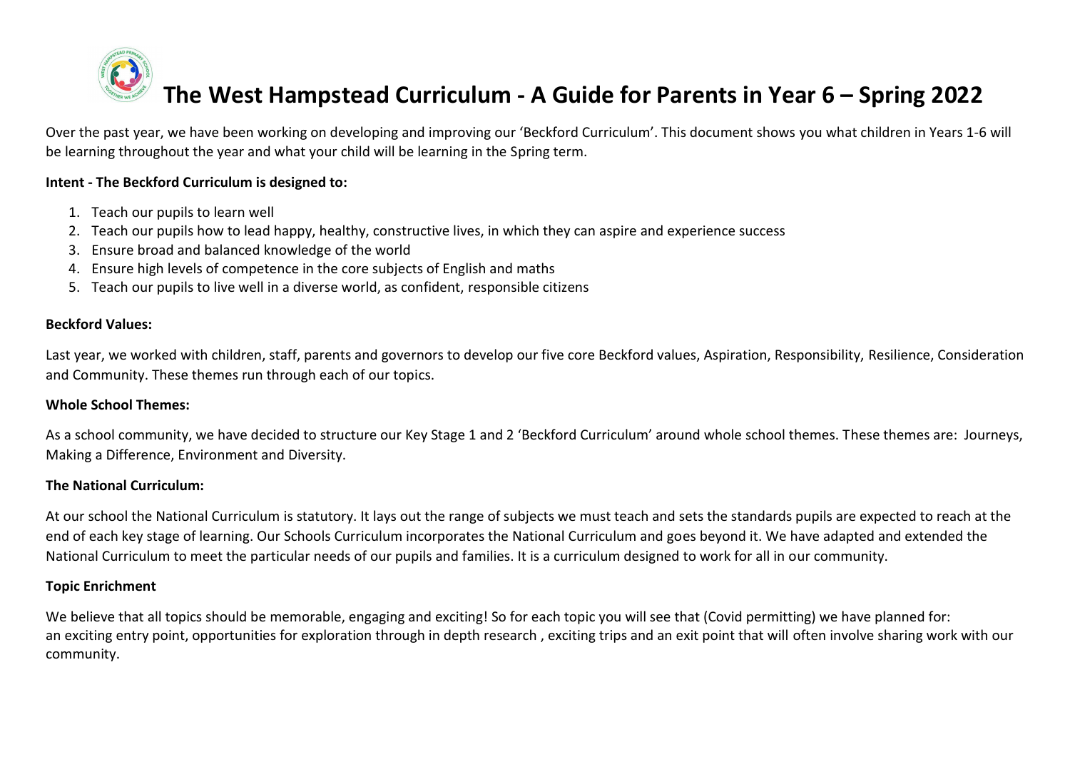# The West Hampstead Curriculum - A Guide for Parents in Year 6 – Spring 2022

Over the past year, we have been working on developing and improving our 'Beckford Curriculum'. This document shows you what children in Years 1-6 will be learning throughout the year and what your child will be learning in the Spring term.

**Intent - The Beckford Curriculum is designed to:**

1. Teach our pupils to learn well
2. Teach our pupils how to lead happy, healthy, constructive lives, in which they can aspire and experience success
3. Ensure broad and balanced knowledge of the world
4. Ensure high levels of competence in the core subjects of English and maths
5. Teach our pupils to live well in a diverse world, as confident, responsible citizens

**Beckford Values:**

Last year, we worked with children, staff, parents and governors to develop our five core Beckford values, Aspiration, Responsibility, Resilience, Consideration and Community. These themes run through each of our topics.

**Whole School Themes:**

As a school community, we have decided to structure our Key Stage 1 and 2 'Beckford Curriculum' around whole school themes. These themes are: Journeys, Making a Difference, Environment and Diversity.

**The National Curriculum:**

At our school the National Curriculum is statutory. It lays out the range of subjects we must teach and sets the standards pupils are expected to reach at the end of each key stage of learning. Our Schools Curriculum incorporates the National Curriculum and goes beyond it. We have adapted and extended the National Curriculum to meet the particular needs of our pupils and families. It is a curriculum designed to work for all in our community.

**Topic Enrichment**

We believe that all topics should be memorable, engaging and exciting! So for each topic you will see that (Covid permitting) we have planned for: an exciting entry point, opportunities for exploration through in depth research , exciting trips and an exit point that will often involve sharing work with our community.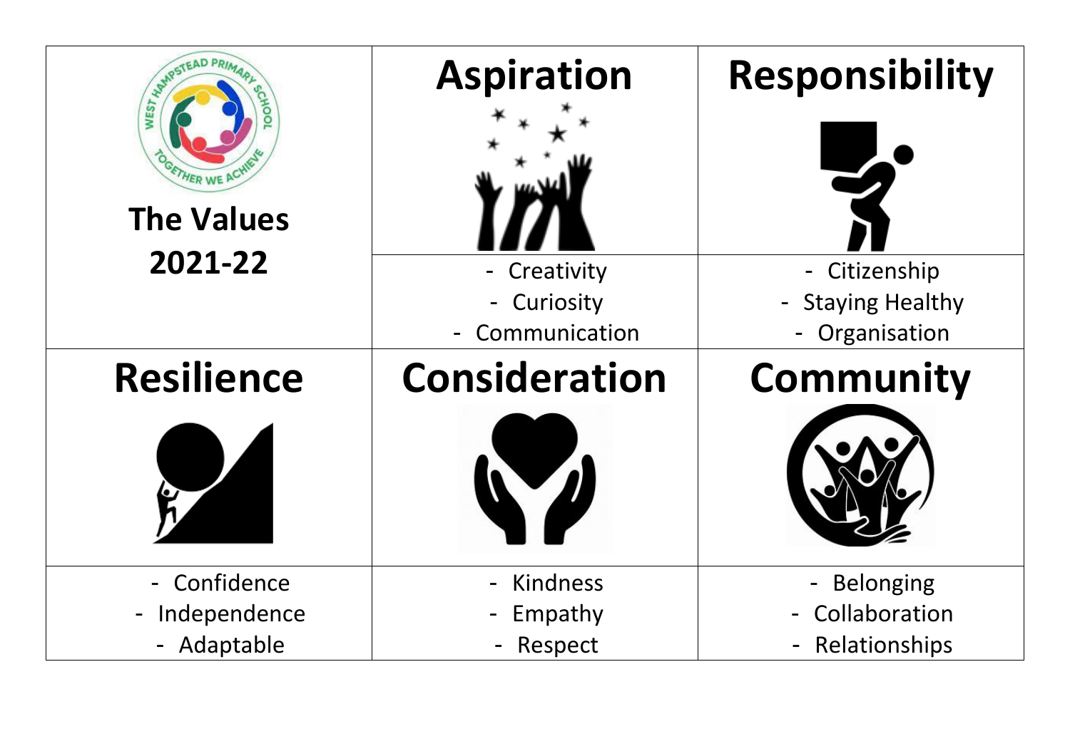| The Values 2021-22 | Aspiration | Responsibility |
| --- | --- | --- |
| | - Creativity<br>- Curiosity<br>- Communication | - Citizenship<br>- Staying Healthy<br>- Organisation |
| **Resilience** | **Consideration** | **Community** |
| - Confidence<br>- Independence<br>- Adaptable | - Kindness<br>- Empathy<br>- Respect | - Belonging<br>- Collaboration<br>- Relationships |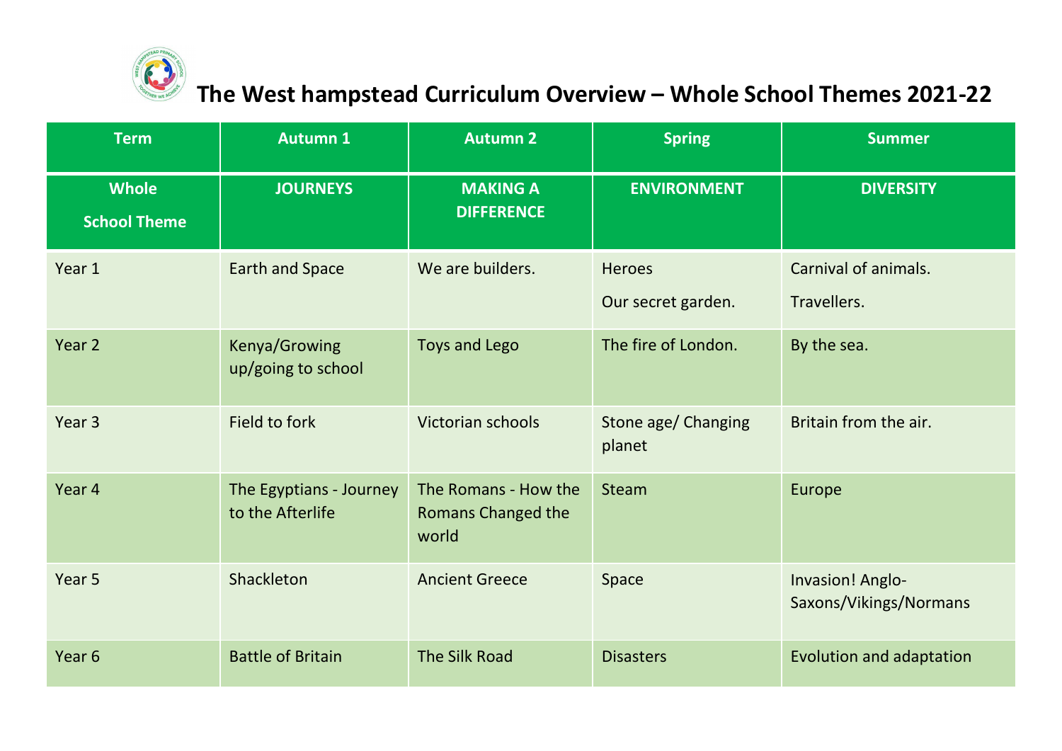# The West hampstead Curriculum Overview – Whole School Themes 2021-22

| Term | Autumn 1 | Autumn 2 | Spring | Summer |
|---|---|---|---|---|
| **Whole School Theme** | **JOURNEYS** | **MAKING A DIFFERENCE** | **ENVIRONMENT** | **DIVERSITY** |
| Year 1 | Earth and Space | We are builders. | Heroes<br>Our secret garden. | Carnival of animals.<br>Travellers. |
| Year 2 | Kenya/Growing up/going to school | Toys and Lego | The fire of London. | By the sea. |
| Year 3 | Field to fork | Victorian schools | Stone age/ Changing planet | Britain from the air. |
| Year 4 | The Egyptians - Journey to the Afterlife | The Romans - How the Romans Changed the world | Steam | Europe |
| Year 5 | Shackleton | Ancient Greece | Space | Invasion! Anglo-Saxons/Vikings/Normans |
| Year 6 | Battle of Britain | The Silk Road | Disasters | Evolution and adaptation |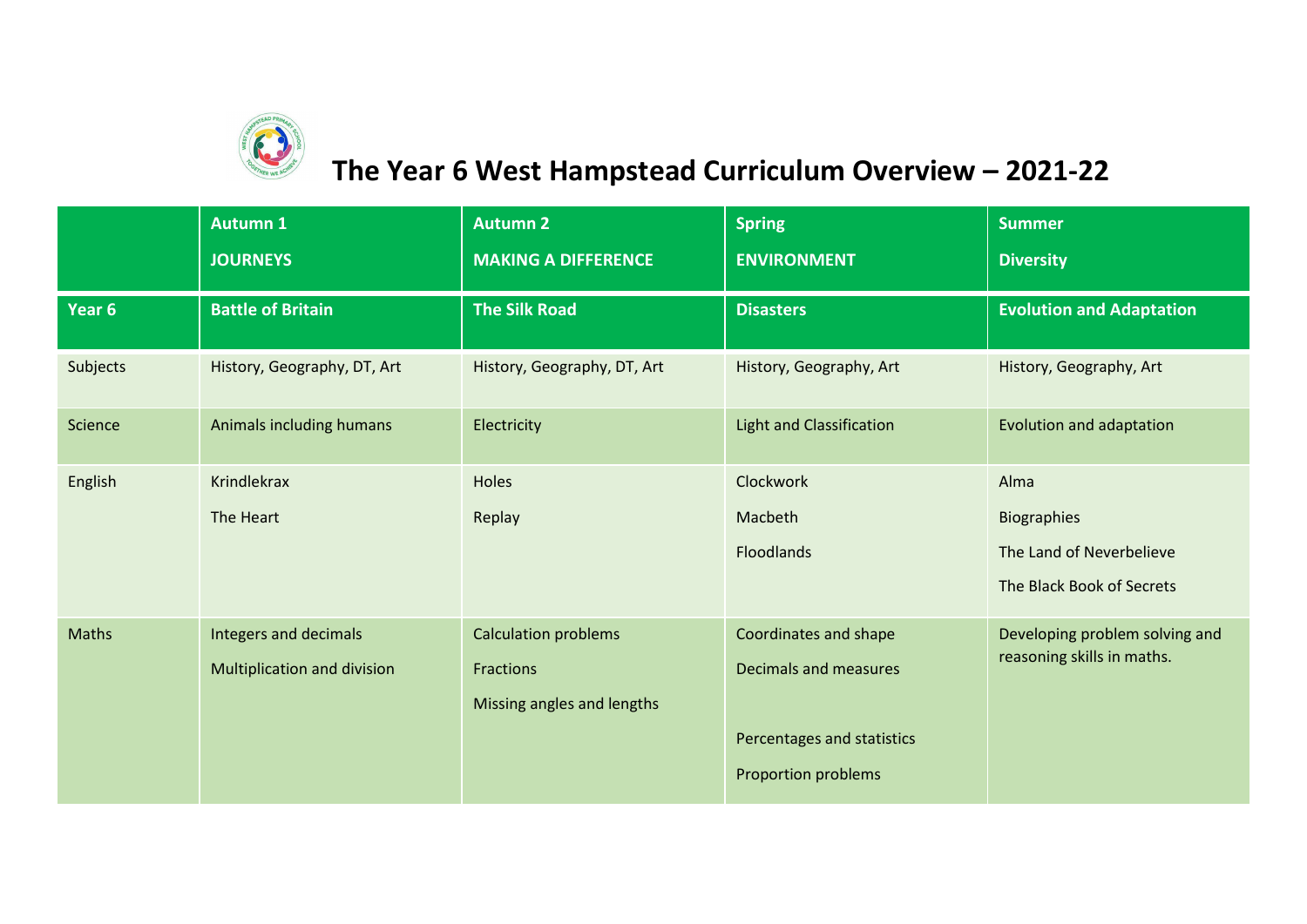# The Year 6 West Hampstead Curriculum Overview – 2021-22

| | Autumn 1<br>JOURNEYS | Autumn 2<br>MAKING A DIFFERENCE | Spring<br>ENVIRONMENT | Summer<br>Diversity |
|---|---|---|---|---|
| **Year 6** | **Battle of Britain** | **The Silk Road** | **Disasters** | **Evolution and Adaptation** |
| Subjects | History, Geography, DT, Art | History, Geography, DT, Art | History, Geography, Art | History, Geography, Art |
| Science | Animals including humans | Electricity | Light and Classification | Evolution and adaptation |
| English | Krindlekrax<br>The Heart | Holes<br>Replay | Clockwork<br>Macbeth<br>Floodlands | Alma<br>Biographies<br>The Land of Neverbelieve<br>The Black Book of Secrets |
| Maths | Integers and decimals<br>Multiplication and division | Calculation problems<br>Fractions<br>Missing angles and lengths | Coordinates and shape<br>Decimals and measures<br>Percentages and statistics<br>Proportion problems | Developing problem solving and reasoning skills in maths. |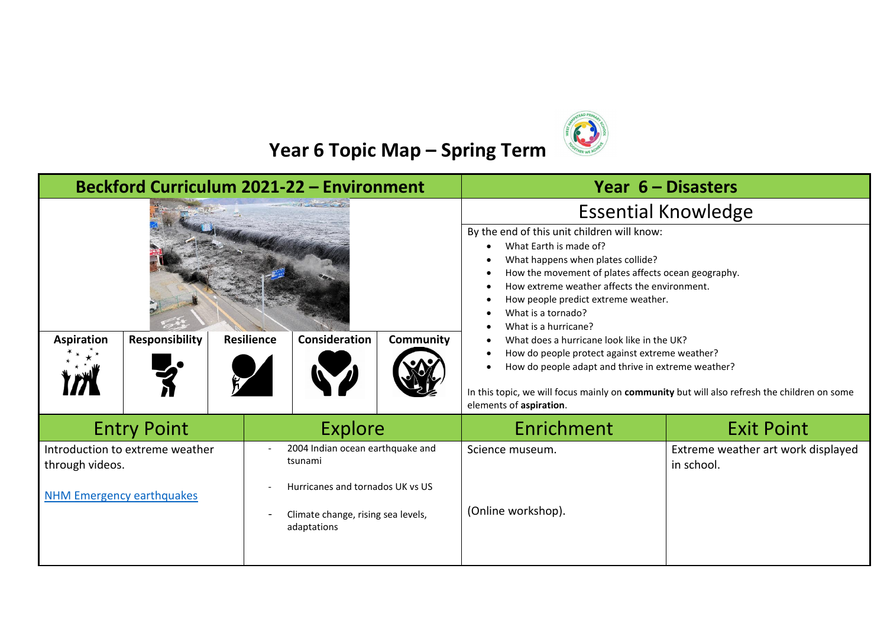# Year 6 Topic Map – Spring Term

## Beckford Curriculum 2021-22 – Environment

| Aspiration | Responsibility | Resilience | Consideration | Community |
|---|---|---|---|---|

## Year 6 – Disasters

### Essential Knowledge

By the end of this unit children will know:

- What Earth is made of?
- What happens when plates collide?
- How the movement of plates affects ocean geography.
- How extreme weather affects the environment.
- How people predict extreme weather.
- What is a tornado?
- What is a hurricane?
- What does a hurricane look like in the UK?
- How do people protect against extreme weather?
- How do people adapt and thrive in extreme weather?

In this topic, we will focus mainly on **community** but will also refresh the children on some elements of **aspiration**.

| Entry Point | Explore | Enrichment | Exit Point |
|---|---|---|---|
| Introduction to extreme weather through videos.<br><br>[NHM Emergency earthquakes]() | - 2004 Indian ocean earthquake and tsunami<br>- Hurricanes and tornados UK vs US<br>- Climate change, rising sea levels, adaptations | Science museum.<br><br>(Online workshop). | Extreme weather art work displayed in school. |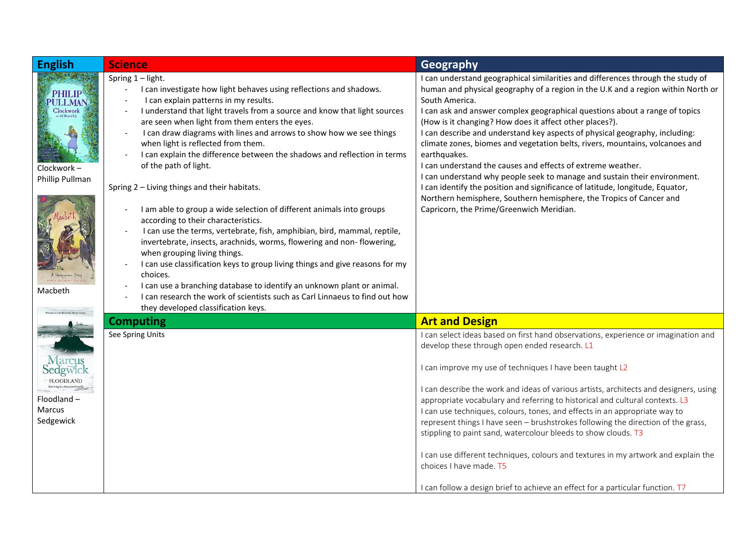## English

Clockwork – Phillip Pullman

Macbeth

Floodland – Marcus Sedgewick

## Science

Spring 1 – light.

- I can investigate how light behaves using reflections and shadows.
- I can explain patterns in my results.
- I understand that light travels from a source and know that light sources are seen when light from them enters the eyes.
- I can draw diagrams with lines and arrows to show how we see things when light is reflected from them.
- I can explain the difference between the shadows and reflection in terms of the path of light.

Spring 2 – Living things and their habitats.

- I am able to group a wide selection of different animals into groups according to their characteristics.
- I can use the terms, vertebrate, fish, amphibian, bird, mammal, reptile, invertebrate, insects, arachnids, worms, flowering and non- flowering, when grouping living things.
- I can use classification keys to group living things and give reasons for my choices.
- I can use a branching database to identify an unknown plant or animal.
- I can research the work of scientists such as Carl Linnaeus to find out how they developed classification keys.

## Geography

I can understand geographical similarities and differences through the study of human and physical geography of a region in the U.K and a region within North or South America.
I can ask and answer complex geographical questions about a range of topics (How is it changing? How does it affect other places?).
I can describe and understand key aspects of physical geography, including: climate zones, biomes and vegetation belts, rivers, mountains, volcanoes and earthquakes.
I can understand the causes and effects of extreme weather.
I can understand why people seek to manage and sustain their environment.
I can identify the position and significance of latitude, longitude, Equator, Northern hemisphere, Southern hemisphere, the Tropics of Cancer and Capricorn, the Prime/Greenwich Meridian.

## Computing

See Spring Units

## Art and Design

I can select ideas based on first hand observations, experience or imagination and develop these through open ended research. L1

I can improve my use of techniques I have been taught L2

I can describe the work and ideas of various artists, architects and designers, using appropriate vocabulary and referring to historical and cultural contexts. L3
I can use techniques, colours, tones, and effects in an appropriate way to represent things I have seen – brushstrokes following the direction of the grass, stippling to paint sand, watercolour bleeds to show clouds. T3

I can use different techniques, colours and textures in my artwork and explain the choices I have made. T5

I can follow a design brief to achieve an effect for a particular function. T7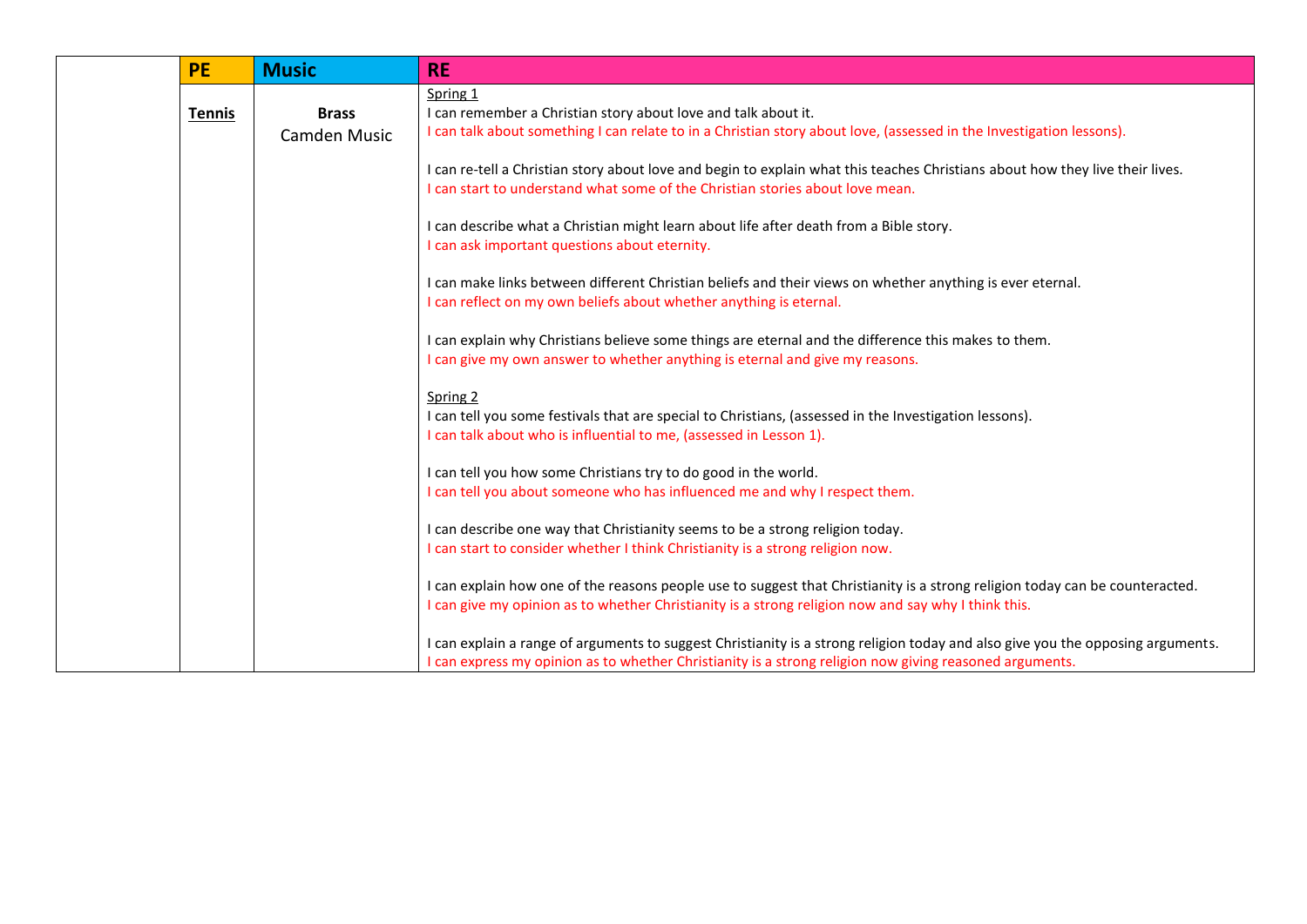| | PE | Music | RE |
|---|---|---|---|
| | **Tennis** | **Brass** Camden Music | Spring 1<br>I can remember a Christian story about love and talk about it.<br>I can talk about something I can relate to in a Christian story about love, (assessed in the Investigation lessons).<br><br>I can re-tell a Christian story about love and begin to explain what this teaches Christians about how they live their lives.<br>I can start to understand what some of the Christian stories about love mean.<br><br>I can describe what a Christian might learn about life after death from a Bible story.<br>I can ask important questions about eternity.<br><br>I can make links between different Christian beliefs and their views on whether anything is ever eternal.<br>I can reflect on my own beliefs about whether anything is eternal.<br><br>I can explain why Christians believe some things are eternal and the difference this makes to them.<br>I can give my own answer to whether anything is eternal and give my reasons.<br><br>Spring 2<br>I can tell you some festivals that are special to Christians, (assessed in the Investigation lessons).<br>I can talk about who is influential to me, (assessed in Lesson 1).<br><br>I can tell you how some Christians try to do good in the world.<br>I can tell you about someone who has influenced me and why I respect them.<br><br>I can describe one way that Christianity seems to be a strong religion today.<br>I can start to consider whether I think Christianity is a strong religion now.<br><br>I can explain how one of the reasons people use to suggest that Christianity is a strong religion today can be counteracted.<br>I can give my opinion as to whether Christianity is a strong religion now and say why I think this.<br><br>I can explain a range of arguments to suggest Christianity is a strong religion today and also give you the opposing arguments.<br>I can express my opinion as to whether Christianity is a strong religion now giving reasoned arguments. |